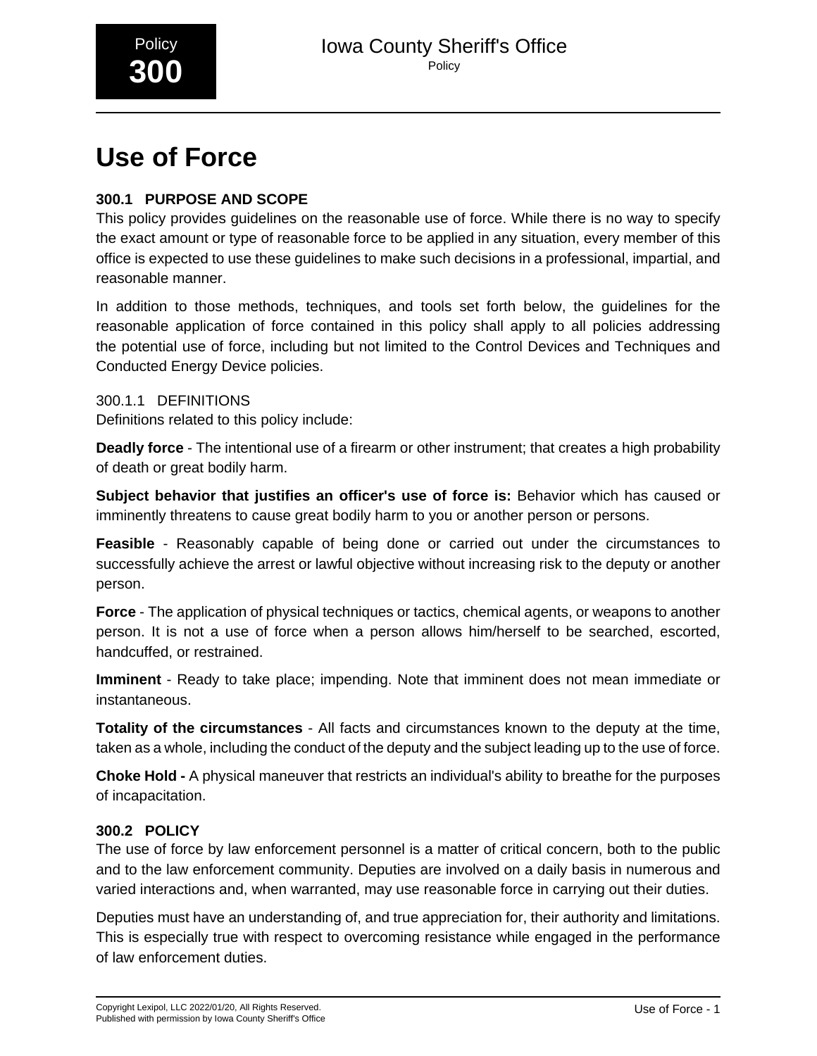Policy **300**

Iowa County Sheriff's Office
Policy

# Use of Force

## 300.1 PURPOSE AND SCOPE

This policy provides guidelines on the reasonable use of force. While there is no way to specify the exact amount or type of reasonable force to be applied in any situation, every member of this office is expected to use these guidelines to make such decisions in a professional, impartial, and reasonable manner.

In addition to those methods, techniques, and tools set forth below, the guidelines for the reasonable application of force contained in this policy shall apply to all policies addressing the potential use of force, including but not limited to the Control Devices and Techniques and Conducted Energy Device policies.

### 300.1.1 DEFINITIONS

Definitions related to this policy include:

**Deadly force** - The intentional use of a firearm or other instrument; that creates a high probability of death or great bodily harm.

**Subject behavior that justifies an officer's use of force is:** Behavior which has caused or imminently threatens to cause great bodily harm to you or another person or persons.

**Feasible** - Reasonably capable of being done or carried out under the circumstances to successfully achieve the arrest or lawful objective without increasing risk to the deputy or another person.

**Force** - The application of physical techniques or tactics, chemical agents, or weapons to another person. It is not a use of force when a person allows him/herself to be searched, escorted, handcuffed, or restrained.

**Imminent** - Ready to take place; impending. Note that imminent does not mean immediate or instantaneous.

**Totality of the circumstances** - All facts and circumstances known to the deputy at the time, taken as a whole, including the conduct of the deputy and the subject leading up to the use of force.

**Choke Hold -** A physical maneuver that restricts an individual's ability to breathe for the purposes of incapacitation.

## 300.2 POLICY

The use of force by law enforcement personnel is a matter of critical concern, both to the public and to the law enforcement community. Deputies are involved on a daily basis in numerous and varied interactions and, when warranted, may use reasonable force in carrying out their duties.

Deputies must have an understanding of, and true appreciation for, their authority and limitations. This is especially true with respect to overcoming resistance while engaged in the performance of law enforcement duties.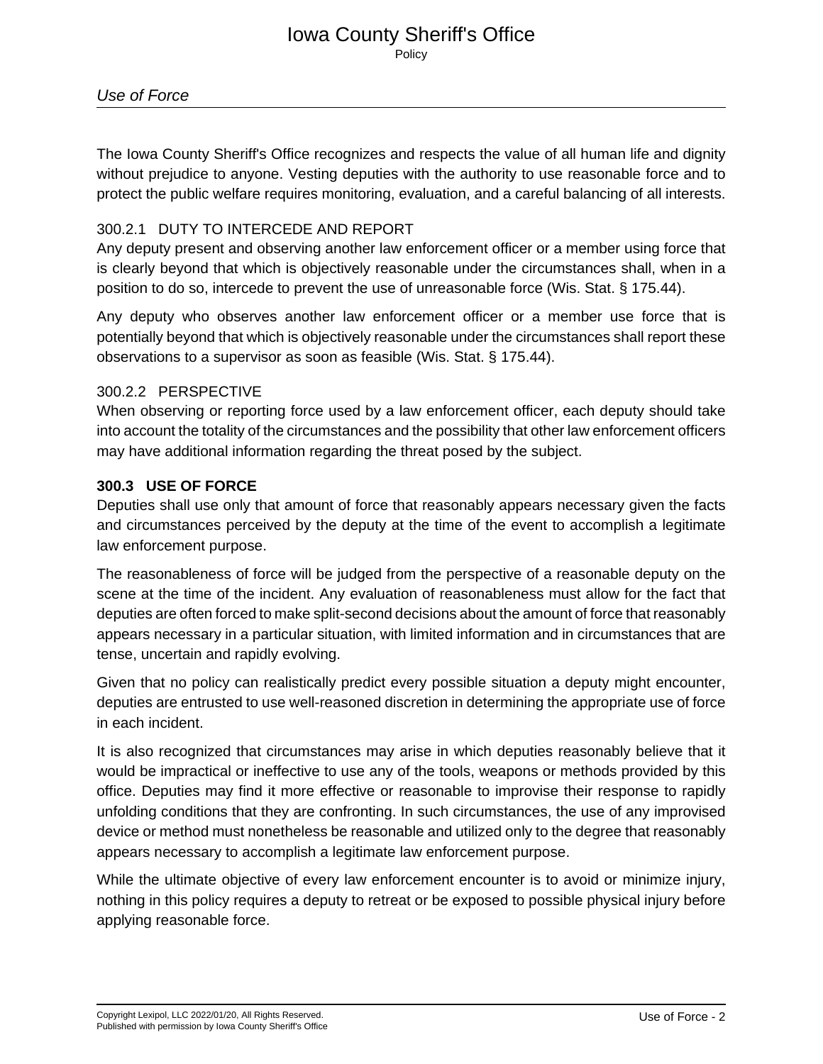The Iowa County Sheriff's Office recognizes and respects the value of all human life and dignity without prejudice to anyone. Vesting deputies with the authority to use reasonable force and to protect the public welfare requires monitoring, evaluation, and a careful balancing of all interests.

### 300.2.1 DUTY TO INTERCEDE AND REPORT

Any deputy present and observing another law enforcement officer or a member using force that is clearly beyond that which is objectively reasonable under the circumstances shall, when in a position to do so, intercede to prevent the use of unreasonable force (Wis. Stat. § 175.44).

Any deputy who observes another law enforcement officer or a member use force that is potentially beyond that which is objectively reasonable under the circumstances shall report these observations to a supervisor as soon as feasible (Wis. Stat. § 175.44).

### 300.2.2 PERSPECTIVE

When observing or reporting force used by a law enforcement officer, each deputy should take into account the totality of the circumstances and the possibility that other law enforcement officers may have additional information regarding the threat posed by the subject.

## 300.3 USE OF FORCE

Deputies shall use only that amount of force that reasonably appears necessary given the facts and circumstances perceived by the deputy at the time of the event to accomplish a legitimate law enforcement purpose.

The reasonableness of force will be judged from the perspective of a reasonable deputy on the scene at the time of the incident. Any evaluation of reasonableness must allow for the fact that deputies are often forced to make split-second decisions about the amount of force that reasonably appears necessary in a particular situation, with limited information and in circumstances that are tense, uncertain and rapidly evolving.

Given that no policy can realistically predict every possible situation a deputy might encounter, deputies are entrusted to use well-reasoned discretion in determining the appropriate use of force in each incident.

It is also recognized that circumstances may arise in which deputies reasonably believe that it would be impractical or ineffective to use any of the tools, weapons or methods provided by this office. Deputies may find it more effective or reasonable to improvise their response to rapidly unfolding conditions that they are confronting. In such circumstances, the use of any improvised device or method must nonetheless be reasonable and utilized only to the degree that reasonably appears necessary to accomplish a legitimate law enforcement purpose.

While the ultimate objective of every law enforcement encounter is to avoid or minimize injury, nothing in this policy requires a deputy to retreat or be exposed to possible physical injury before applying reasonable force.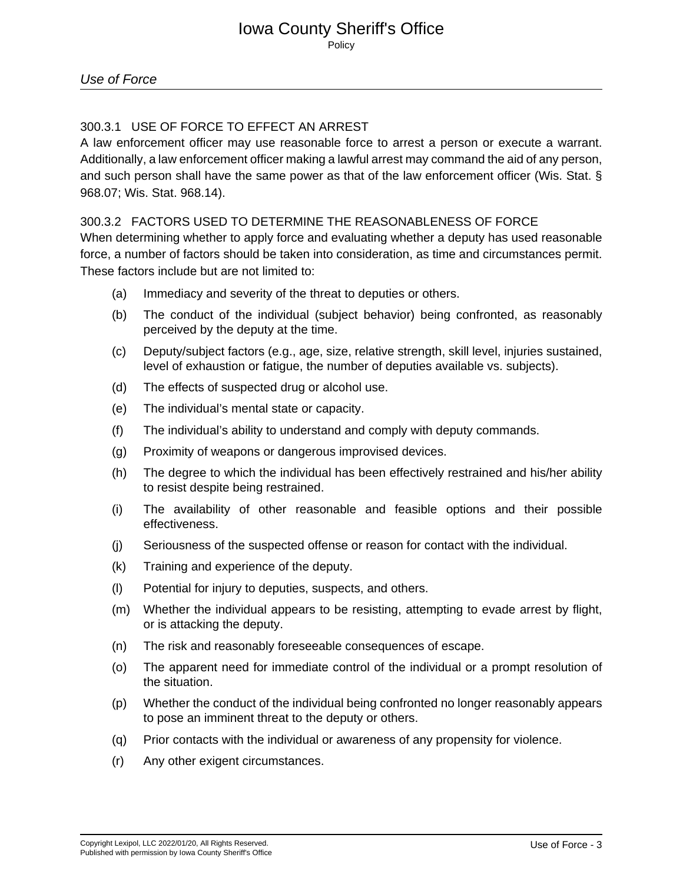### 300.3.1 USE OF FORCE TO EFFECT AN ARREST

A law enforcement officer may use reasonable force to arrest a person or execute a warrant. Additionally, a law enforcement officer making a lawful arrest may command the aid of any person, and such person shall have the same power as that of the law enforcement officer (Wis. Stat. § 968.07; Wis. Stat. 968.14).

### 300.3.2 FACTORS USED TO DETERMINE THE REASONABLENESS OF FORCE

When determining whether to apply force and evaluating whether a deputy has used reasonable force, a number of factors should be taken into consideration, as time and circumstances permit. These factors include but are not limited to:

(a) Immediacy and severity of the threat to deputies or others.

(b) The conduct of the individual (subject behavior) being confronted, as reasonably perceived by the deputy at the time.

(c) Deputy/subject factors (e.g., age, size, relative strength, skill level, injuries sustained, level of exhaustion or fatigue, the number of deputies available vs. subjects).

(d) The effects of suspected drug or alcohol use.

(e) The individual's mental state or capacity.

(f) The individual's ability to understand and comply with deputy commands.

(g) Proximity of weapons or dangerous improvised devices.

(h) The degree to which the individual has been effectively restrained and his/her ability to resist despite being restrained.

(i) The availability of other reasonable and feasible options and their possible effectiveness.

(j) Seriousness of the suspected offense or reason for contact with the individual.

(k) Training and experience of the deputy.

(l) Potential for injury to deputies, suspects, and others.

(m) Whether the individual appears to be resisting, attempting to evade arrest by flight, or is attacking the deputy.

(n) The risk and reasonably foreseeable consequences of escape.

(o) The apparent need for immediate control of the individual or a prompt resolution of the situation.

(p) Whether the conduct of the individual being confronted no longer reasonably appears to pose an imminent threat to the deputy or others.

(q) Prior contacts with the individual or awareness of any propensity for violence.

(r) Any other exigent circumstances.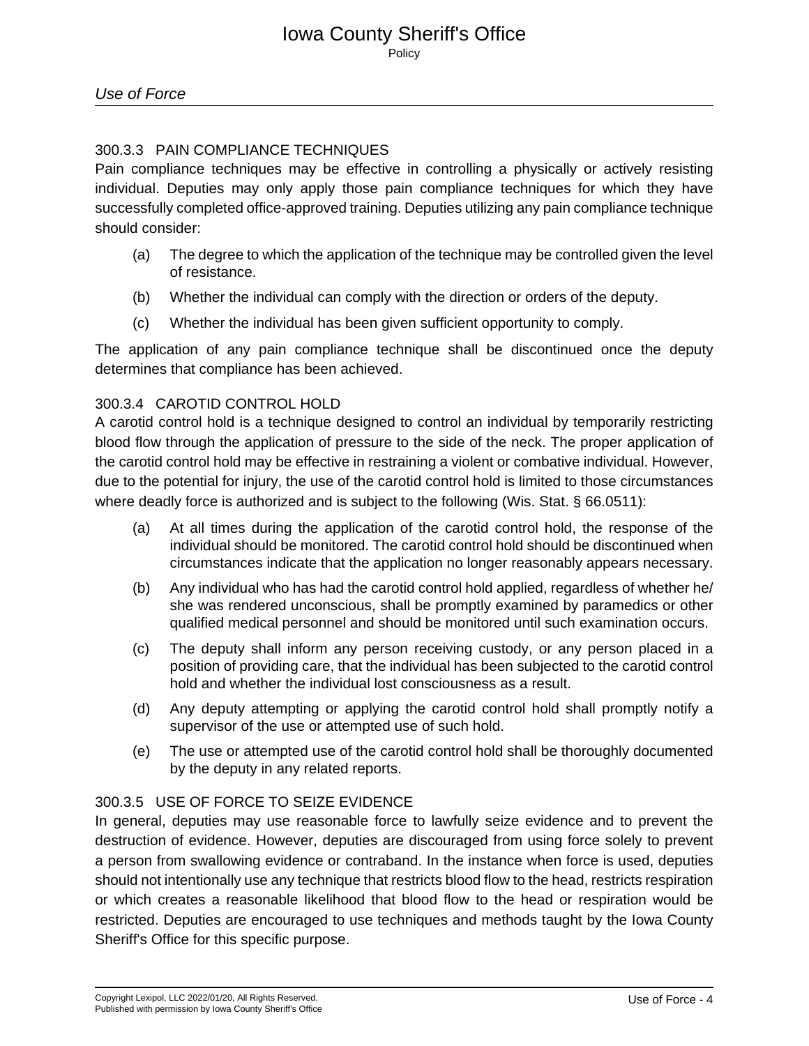### 300.3.3 PAIN COMPLIANCE TECHNIQUES

Pain compliance techniques may be effective in controlling a physically or actively resisting individual. Deputies may only apply those pain compliance techniques for which they have successfully completed office-approved training. Deputies utilizing any pain compliance technique should consider:

(a) The degree to which the application of the technique may be controlled given the level of resistance.

(b) Whether the individual can comply with the direction or orders of the deputy.

(c) Whether the individual has been given sufficient opportunity to comply.

The application of any pain compliance technique shall be discontinued once the deputy determines that compliance has been achieved.

### 300.3.4 CAROTID CONTROL HOLD

A carotid control hold is a technique designed to control an individual by temporarily restricting blood flow through the application of pressure to the side of the neck. The proper application of the carotid control hold may be effective in restraining a violent or combative individual. However, due to the potential for injury, the use of the carotid control hold is limited to those circumstances where deadly force is authorized and is subject to the following (Wis. Stat. § 66.0511):

(a) At all times during the application of the carotid control hold, the response of the individual should be monitored. The carotid control hold should be discontinued when circumstances indicate that the application no longer reasonably appears necessary.

(b) Any individual who has had the carotid control hold applied, regardless of whether he/she was rendered unconscious, shall be promptly examined by paramedics or other qualified medical personnel and should be monitored until such examination occurs.

(c) The deputy shall inform any person receiving custody, or any person placed in a position of providing care, that the individual has been subjected to the carotid control hold and whether the individual lost consciousness as a result.

(d) Any deputy attempting or applying the carotid control hold shall promptly notify a supervisor of the use or attempted use of such hold.

(e) The use or attempted use of the carotid control hold shall be thoroughly documented by the deputy in any related reports.

### 300.3.5 USE OF FORCE TO SEIZE EVIDENCE

In general, deputies may use reasonable force to lawfully seize evidence and to prevent the destruction of evidence. However, deputies are discouraged from using force solely to prevent a person from swallowing evidence or contraband. In the instance when force is used, deputies should not intentionally use any technique that restricts blood flow to the head, restricts respiration or which creates a reasonable likelihood that blood flow to the head or respiration would be restricted. Deputies are encouraged to use techniques and methods taught by the Iowa County Sheriff's Office for this specific purpose.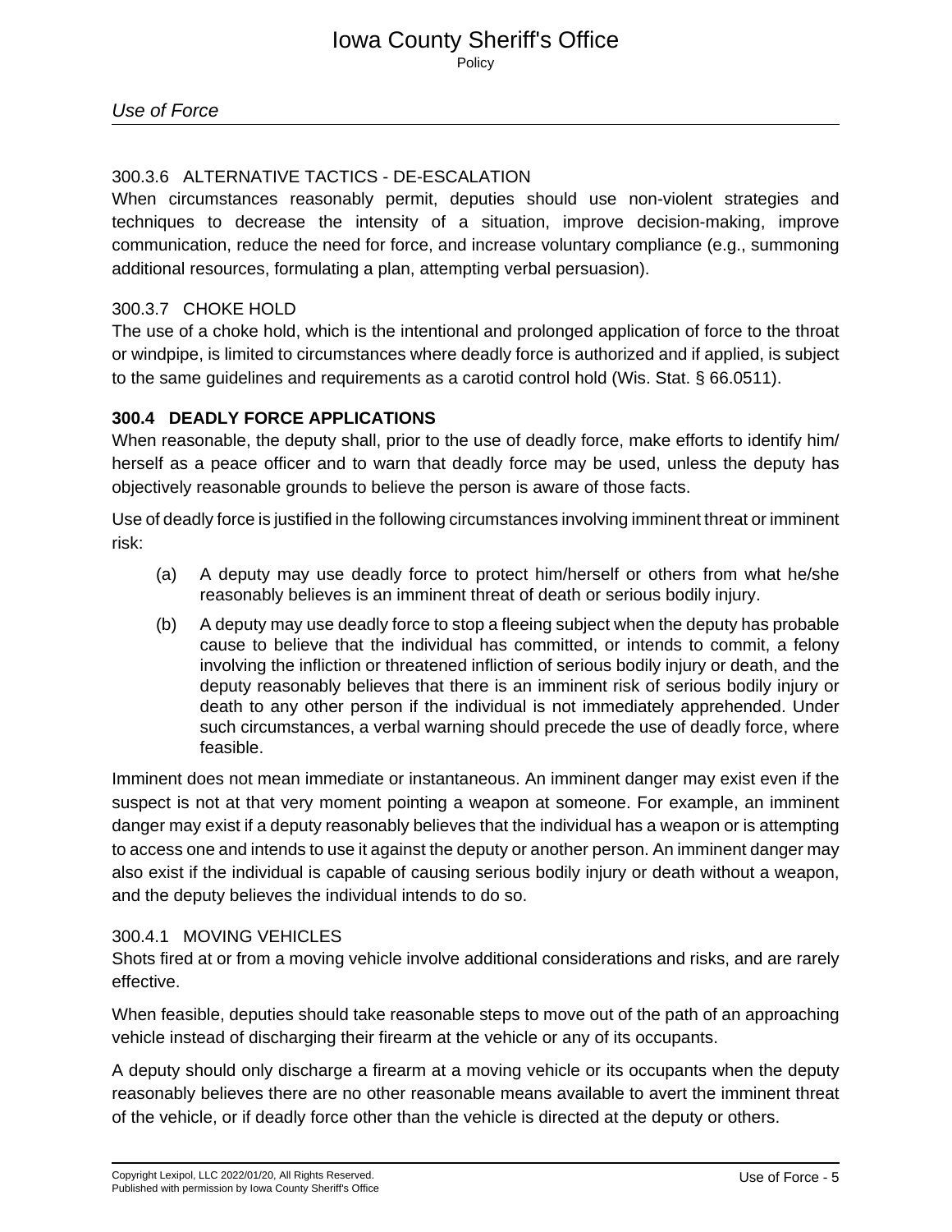#### 300.3.6 ALTERNATIVE TACTICS - DE-ESCALATION

When circumstances reasonably permit, deputies should use non-violent strategies and techniques to decrease the intensity of a situation, improve decision-making, improve communication, reduce the need for force, and increase voluntary compliance (e.g., summoning additional resources, formulating a plan, attempting verbal persuasion).

#### 300.3.7 CHOKE HOLD

The use of a choke hold, which is the intentional and prolonged application of force to the throat or windpipe, is limited to circumstances where deadly force is authorized and if applied, is subject to the same guidelines and requirements as a carotid control hold (Wis. Stat. § 66.0511).

### 300.4 DEADLY FORCE APPLICATIONS

When reasonable, the deputy shall, prior to the use of deadly force, make efforts to identify him/herself as a peace officer and to warn that deadly force may be used, unless the deputy has objectively reasonable grounds to believe the person is aware of those facts.

Use of deadly force is justified in the following circumstances involving imminent threat or imminent risk:

(a) A deputy may use deadly force to protect him/herself or others from what he/she reasonably believes is an imminent threat of death or serious bodily injury.

(b) A deputy may use deadly force to stop a fleeing subject when the deputy has probable cause to believe that the individual has committed, or intends to commit, a felony involving the infliction or threatened infliction of serious bodily injury or death, and the deputy reasonably believes that there is an imminent risk of serious bodily injury or death to any other person if the individual is not immediately apprehended. Under such circumstances, a verbal warning should precede the use of deadly force, where feasible.

Imminent does not mean immediate or instantaneous. An imminent danger may exist even if the suspect is not at that very moment pointing a weapon at someone. For example, an imminent danger may exist if a deputy reasonably believes that the individual has a weapon or is attempting to access one and intends to use it against the deputy or another person. An imminent danger may also exist if the individual is capable of causing serious bodily injury or death without a weapon, and the deputy believes the individual intends to do so.

#### 300.4.1 MOVING VEHICLES

Shots fired at or from a moving vehicle involve additional considerations and risks, and are rarely effective.

When feasible, deputies should take reasonable steps to move out of the path of an approaching vehicle instead of discharging their firearm at the vehicle or any of its occupants.

A deputy should only discharge a firearm at a moving vehicle or its occupants when the deputy reasonably believes there are no other reasonable means available to avert the imminent threat of the vehicle, or if deadly force other than the vehicle is directed at the deputy or others.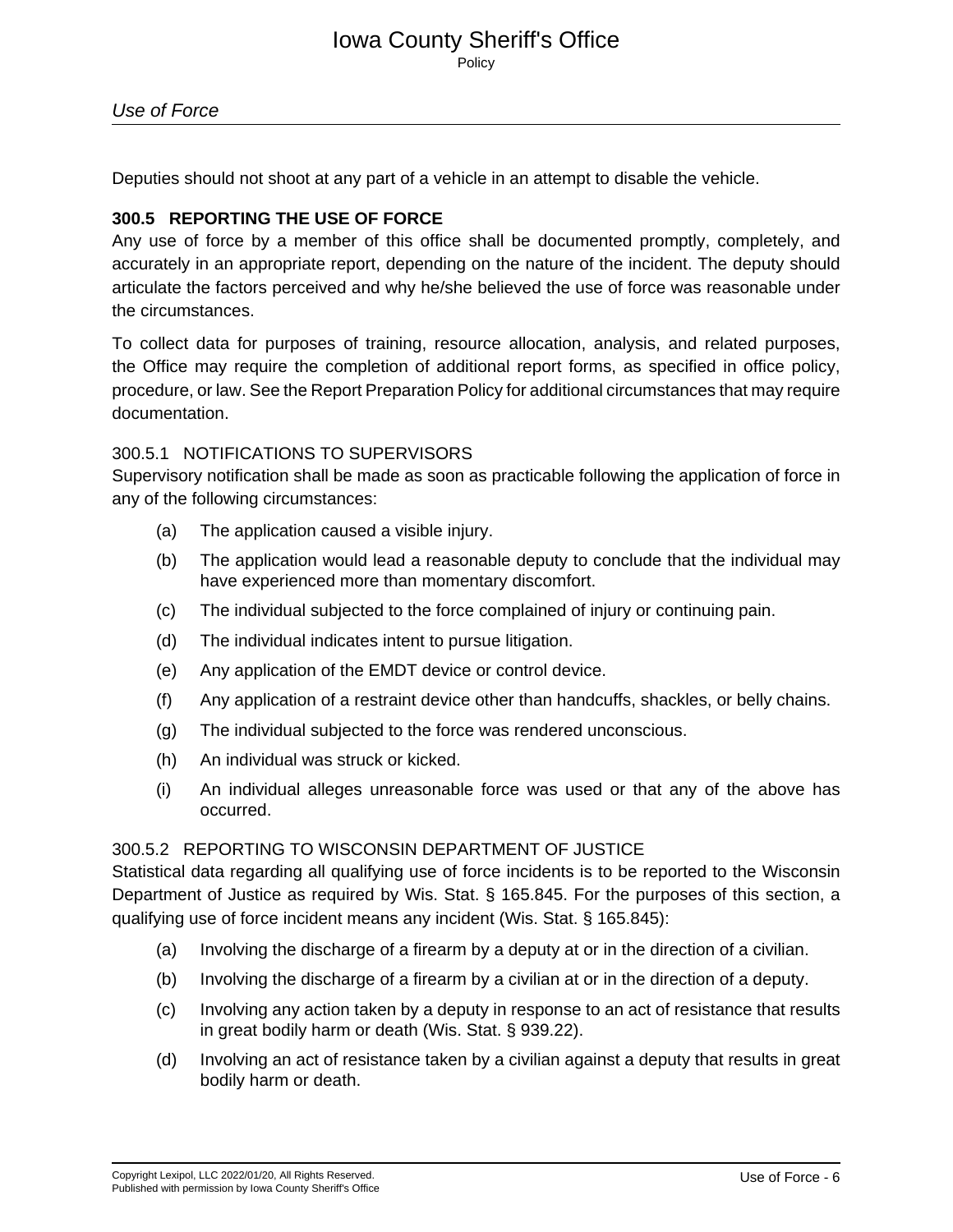Deputies should not shoot at any part of a vehicle in an attempt to disable the vehicle.

## 300.5 REPORTING THE USE OF FORCE

Any use of force by a member of this office shall be documented promptly, completely, and accurately in an appropriate report, depending on the nature of the incident. The deputy should articulate the factors perceived and why he/she believed the use of force was reasonable under the circumstances.

To collect data for purposes of training, resource allocation, analysis, and related purposes, the Office may require the completion of additional report forms, as specified in office policy, procedure, or law. See the Report Preparation Policy for additional circumstances that may require documentation.

### 300.5.1 NOTIFICATIONS TO SUPERVISORS

Supervisory notification shall be made as soon as practicable following the application of force in any of the following circumstances:

(a) The application caused a visible injury.

(b) The application would lead a reasonable deputy to conclude that the individual may have experienced more than momentary discomfort.

(c) The individual subjected to the force complained of injury or continuing pain.

(d) The individual indicates intent to pursue litigation.

(e) Any application of the EMDT device or control device.

(f) Any application of a restraint device other than handcuffs, shackles, or belly chains.

(g) The individual subjected to the force was rendered unconscious.

(h) An individual was struck or kicked.

(i) An individual alleges unreasonable force was used or that any of the above has occurred.

### 300.5.2 REPORTING TO WISCONSIN DEPARTMENT OF JUSTICE

Statistical data regarding all qualifying use of force incidents is to be reported to the Wisconsin Department of Justice as required by Wis. Stat. § 165.845. For the purposes of this section, a qualifying use of force incident means any incident (Wis. Stat. § 165.845):

(a) Involving the discharge of a firearm by a deputy at or in the direction of a civilian.

(b) Involving the discharge of a firearm by a civilian at or in the direction of a deputy.

(c) Involving any action taken by a deputy in response to an act of resistance that results in great bodily harm or death (Wis. Stat. § 939.22).

(d) Involving an act of resistance taken by a civilian against a deputy that results in great bodily harm or death.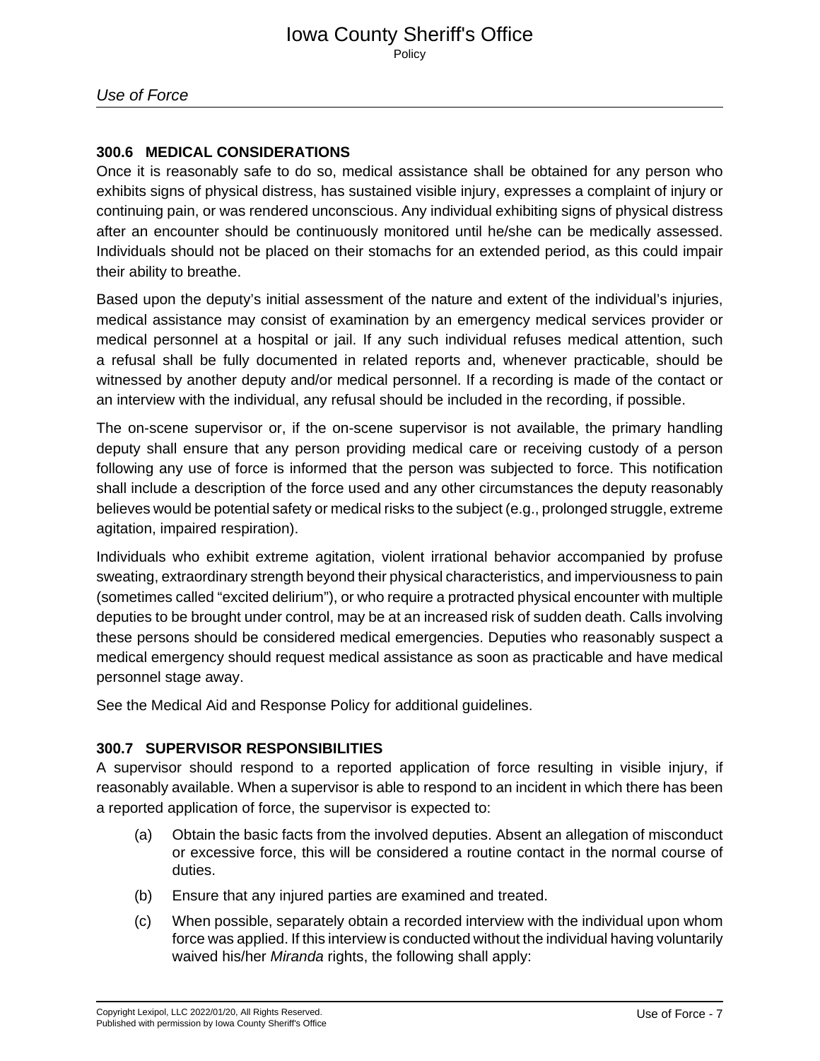### 300.6 MEDICAL CONSIDERATIONS

Once it is reasonably safe to do so, medical assistance shall be obtained for any person who exhibits signs of physical distress, has sustained visible injury, expresses a complaint of injury or continuing pain, or was rendered unconscious. Any individual exhibiting signs of physical distress after an encounter should be continuously monitored until he/she can be medically assessed. Individuals should not be placed on their stomachs for an extended period, as this could impair their ability to breathe.

Based upon the deputy's initial assessment of the nature and extent of the individual's injuries, medical assistance may consist of examination by an emergency medical services provider or medical personnel at a hospital or jail. If any such individual refuses medical attention, such a refusal shall be fully documented in related reports and, whenever practicable, should be witnessed by another deputy and/or medical personnel. If a recording is made of the contact or an interview with the individual, any refusal should be included in the recording, if possible.

The on-scene supervisor or, if the on-scene supervisor is not available, the primary handling deputy shall ensure that any person providing medical care or receiving custody of a person following any use of force is informed that the person was subjected to force. This notification shall include a description of the force used and any other circumstances the deputy reasonably believes would be potential safety or medical risks to the subject (e.g., prolonged struggle, extreme agitation, impaired respiration).

Individuals who exhibit extreme agitation, violent irrational behavior accompanied by profuse sweating, extraordinary strength beyond their physical characteristics, and imperviousness to pain (sometimes called "excited delirium"), or who require a protracted physical encounter with multiple deputies to be brought under control, may be at an increased risk of sudden death. Calls involving these persons should be considered medical emergencies. Deputies who reasonably suspect a medical emergency should request medical assistance as soon as practicable and have medical personnel stage away.

See the Medical Aid and Response Policy for additional guidelines.

### 300.7 SUPERVISOR RESPONSIBILITIES

A supervisor should respond to a reported application of force resulting in visible injury, if reasonably available. When a supervisor is able to respond to an incident in which there has been a reported application of force, the supervisor is expected to:

(a) Obtain the basic facts from the involved deputies. Absent an allegation of misconduct or excessive force, this will be considered a routine contact in the normal course of duties.

(b) Ensure that any injured parties are examined and treated.

(c) When possible, separately obtain a recorded interview with the individual upon whom force was applied. If this interview is conducted without the individual having voluntarily waived his/her *Miranda* rights, the following shall apply: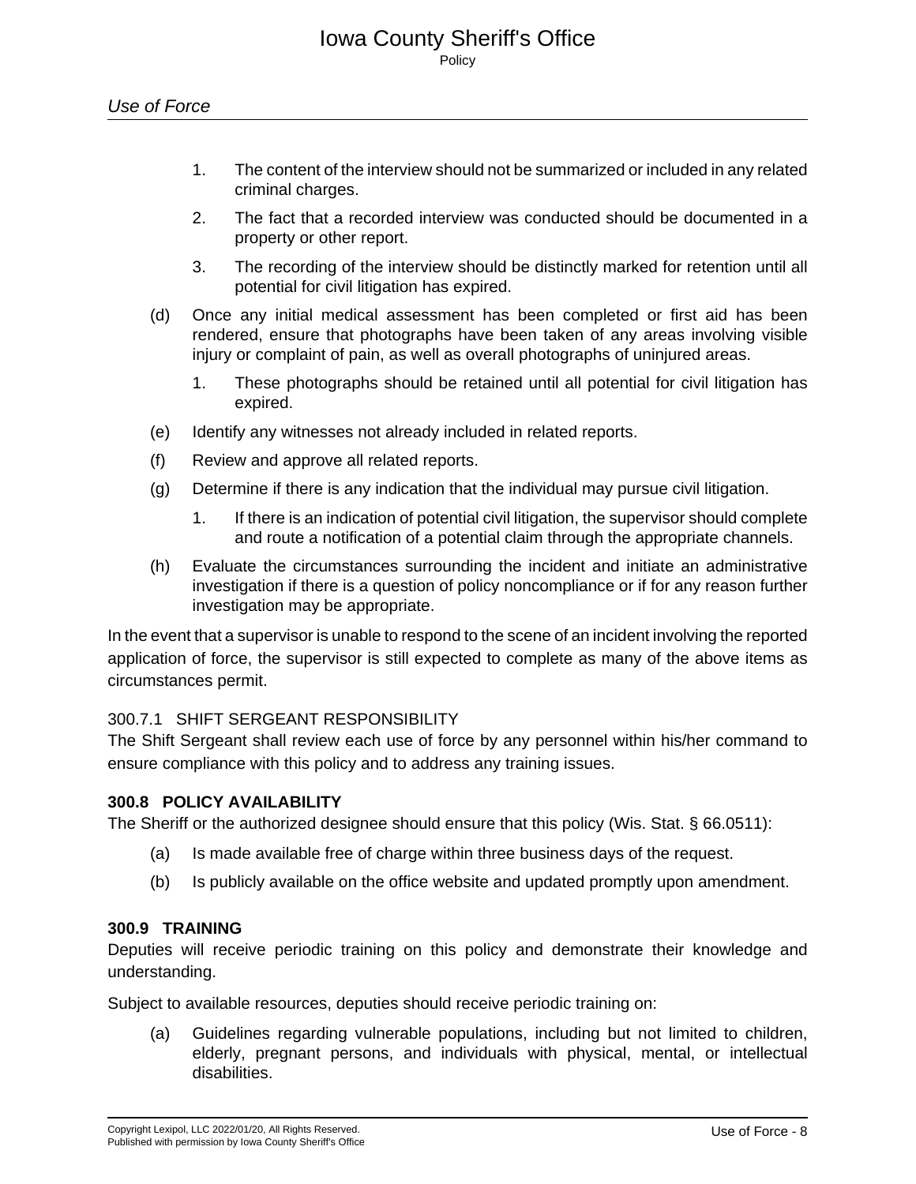1. The content of the interview should not be summarized or included in any related criminal charges.
2. The fact that a recorded interview was conducted should be documented in a property or other report.
3. The recording of the interview should be distinctly marked for retention until all potential for civil litigation has expired.

(d) Once any initial medical assessment has been completed or first aid has been rendered, ensure that photographs have been taken of any areas involving visible injury or complaint of pain, as well as overall photographs of uninjured areas.

1. These photographs should be retained until all potential for civil litigation has expired.

(e) Identify any witnesses not already included in related reports.

(f) Review and approve all related reports.

(g) Determine if there is any indication that the individual may pursue civil litigation.

1. If there is an indication of potential civil litigation, the supervisor should complete and route a notification of a potential claim through the appropriate channels.

(h) Evaluate the circumstances surrounding the incident and initiate an administrative investigation if there is a question of policy noncompliance or if for any reason further investigation may be appropriate.

In the event that a supervisor is unable to respond to the scene of an incident involving the reported application of force, the supervisor is still expected to complete as many of the above items as circumstances permit.

### 300.7.1 SHIFT SERGEANT RESPONSIBILITY

The Shift Sergeant shall review each use of force by any personnel within his/her command to ensure compliance with this policy and to address any training issues.

## 300.8 POLICY AVAILABILITY

The Sheriff or the authorized designee should ensure that this policy (Wis. Stat. § 66.0511):

(a) Is made available free of charge within three business days of the request.

(b) Is publicly available on the office website and updated promptly upon amendment.

## 300.9 TRAINING

Deputies will receive periodic training on this policy and demonstrate their knowledge and understanding.

Subject to available resources, deputies should receive periodic training on:

(a) Guidelines regarding vulnerable populations, including but not limited to children, elderly, pregnant persons, and individuals with physical, mental, or intellectual disabilities.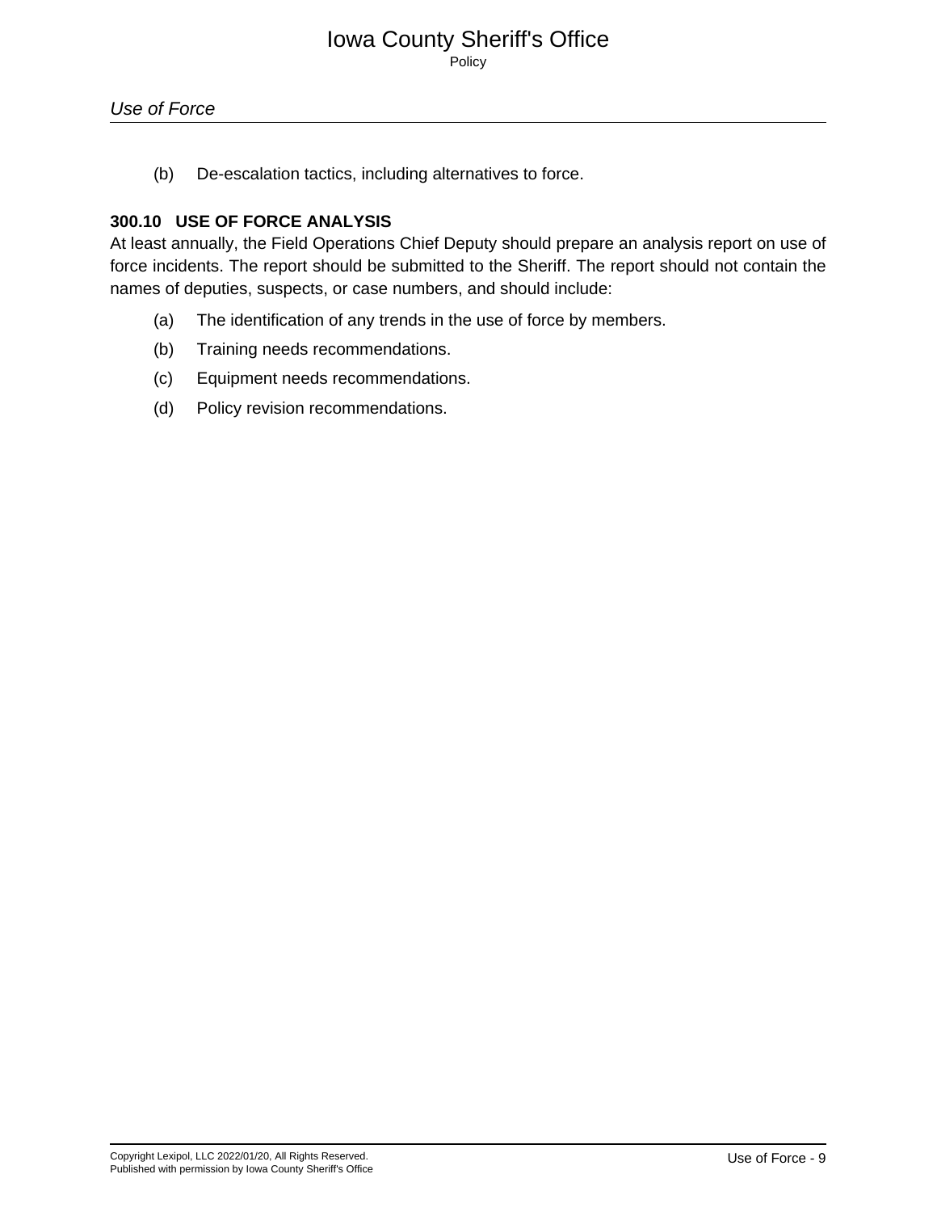(b) De-escalation tactics, including alternatives to force.

## 300.10 USE OF FORCE ANALYSIS

At least annually, the Field Operations Chief Deputy should prepare an analysis report on use of force incidents. The report should be submitted to the Sheriff. The report should not contain the names of deputies, suspects, or case numbers, and should include:

(a) The identification of any trends in the use of force by members.

(b) Training needs recommendations.

(c) Equipment needs recommendations.

(d) Policy revision recommendations.